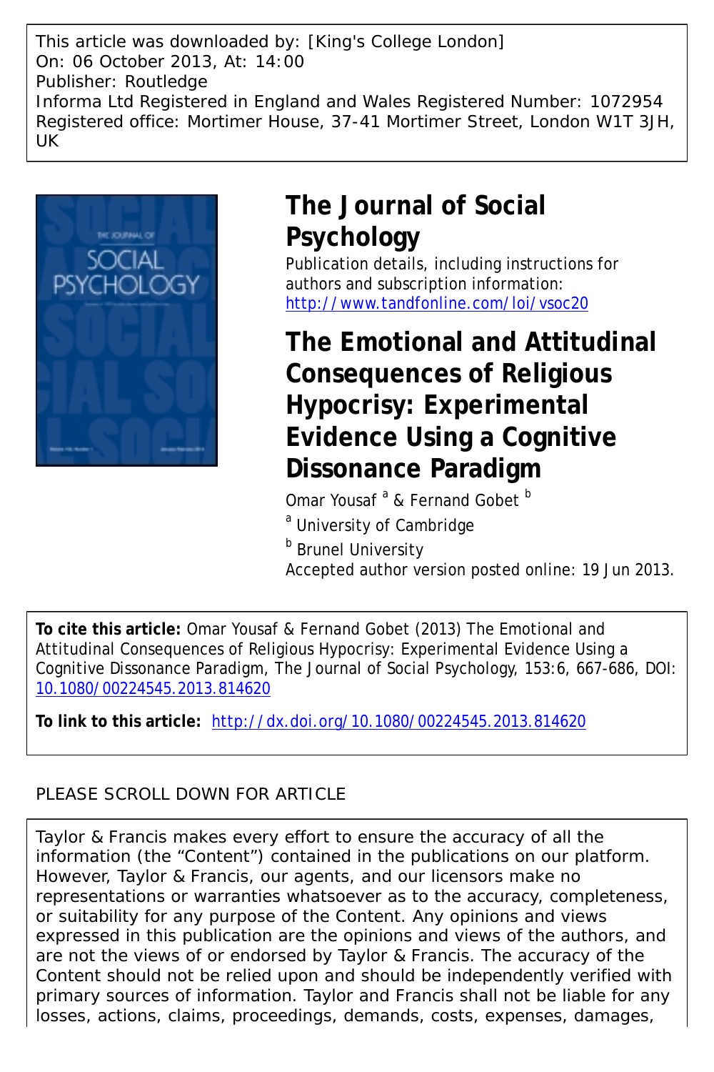This article was downloaded by: [King's College London]
On: 06 October 2013, At: 14:00
Publisher: Routledge
Informa Ltd Registered in England and Wales Registered Number: 1072954
Registered office: Mortimer House, 37-41 Mortimer Street, London W1T 3JH, UK

# The Journal of Social Psychology

Publication details, including instructions for authors and subscription information:
http://www.tandfonline.com/loi/vsoc20

# The Emotional and Attitudinal Consequences of Religious Hypocrisy: Experimental Evidence Using a Cognitive Dissonance Paradigm

Omar Yousaf [a] & Fernand Gobet [b]

[a] University of Cambridge

[b] Brunel University

Accepted author version posted online: 19 Jun 2013.

**To cite this article:** Omar Yousaf & Fernand Gobet (2013) The Emotional and Attitudinal Consequences of Religious Hypocrisy: Experimental Evidence Using a Cognitive Dissonance Paradigm, The Journal of Social Psychology, 153:6, 667-686, DOI: 10.1080/00224545.2013.814620

**To link to this article:** http://dx.doi.org/10.1080/00224545.2013.814620

PLEASE SCROLL DOWN FOR ARTICLE

Taylor & Francis makes every effort to ensure the accuracy of all the information (the "Content") contained in the publications on our platform. However, Taylor & Francis, our agents, and our licensors make no representations or warranties whatsoever as to the accuracy, completeness, or suitability for any purpose of the Content. Any opinions and views expressed in this publication are the opinions and views of the authors, and are not the views of or endorsed by Taylor & Francis. The accuracy of the Content should not be relied upon and should be independently verified with primary sources of information. Taylor and Francis shall not be liable for any losses, actions, claims, proceedings, demands, costs, expenses, damages,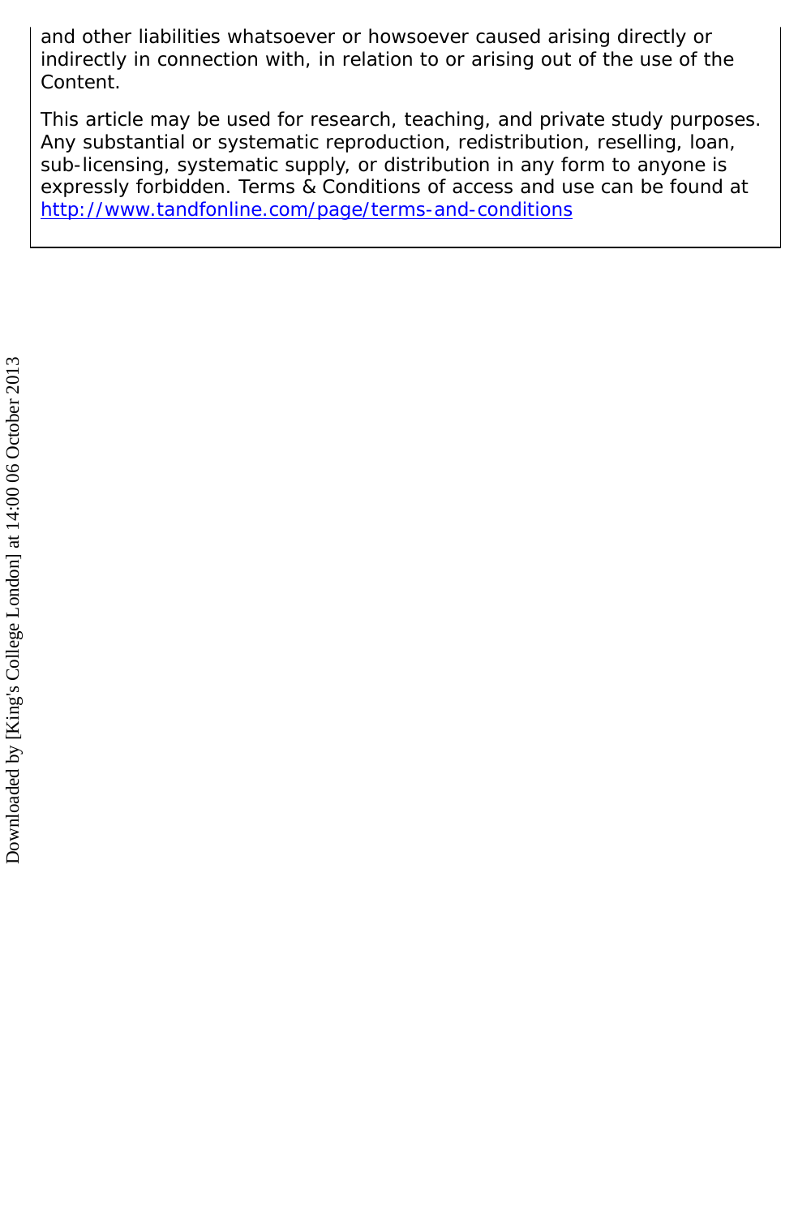and other liabilities whatsoever or howsoever caused arising directly or indirectly in connection with, in relation to or arising out of the use of the Content.

This article may be used for research, teaching, and private study purposes. Any substantial or systematic reproduction, redistribution, reselling, loan, sub-licensing, systematic supply, or distribution in any form to anyone is expressly forbidden. Terms & Conditions of access and use can be found at [http://www.tandfonline.com/page/terms-and-conditions](http://www.tandfonline.com/page/terms-and-conditions)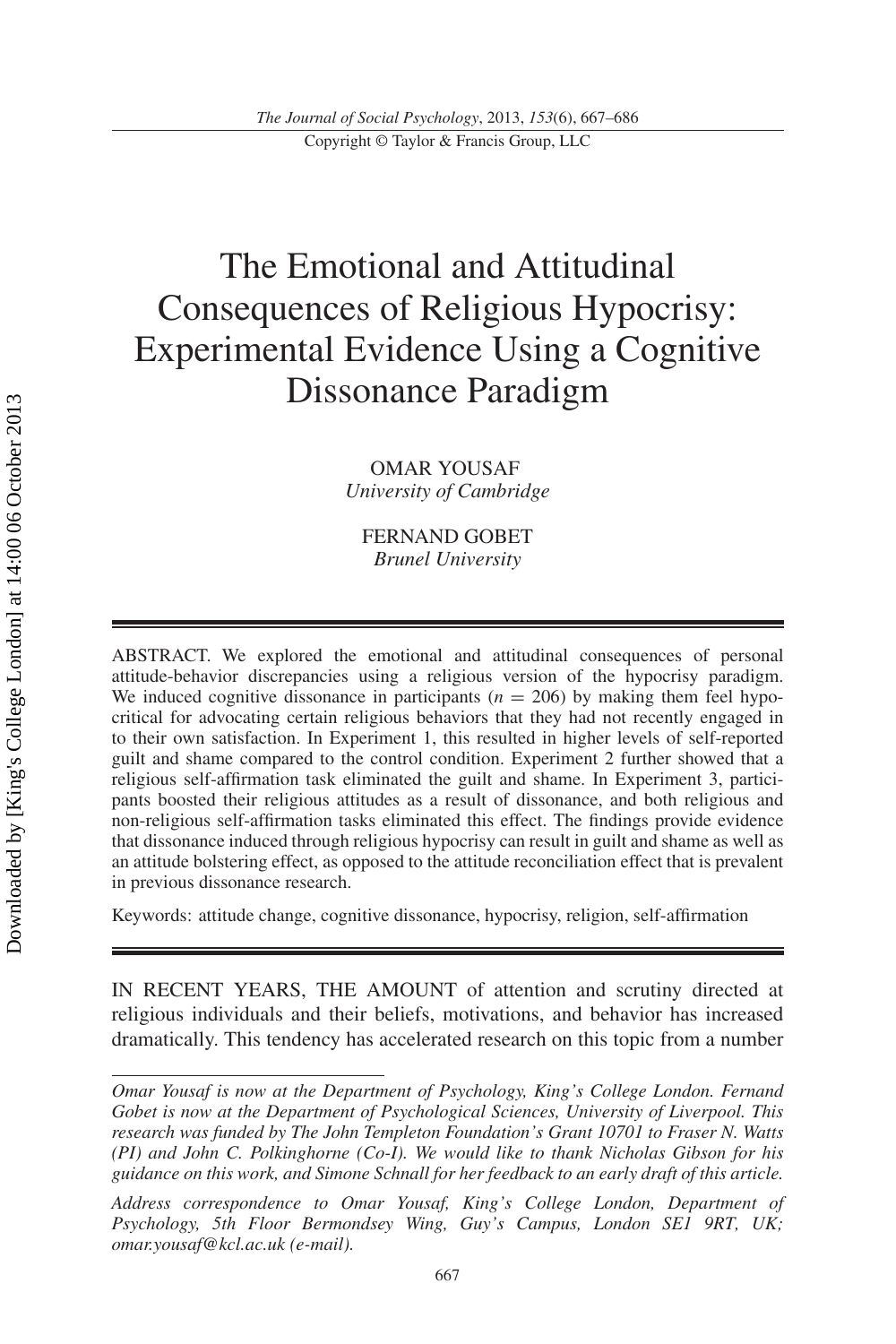# The Emotional and Attitudinal Consequences of Religious Hypocrisy: Experimental Evidence Using a Cognitive Dissonance Paradigm

OMAR YOUSAF
*University of Cambridge*

FERNAND GOBET
*Brunel University*

ABSTRACT. We explored the emotional and attitudinal consequences of personal attitude-behavior discrepancies using a religious version of the hypocrisy paradigm. We induced cognitive dissonance in participants ($n = 206$) by making them feel hypocritical for advocating certain religious behaviors that they had not recently engaged in to their own satisfaction. In Experiment 1, this resulted in higher levels of self-reported guilt and shame compared to the control condition. Experiment 2 further showed that a religious self-affirmation task eliminated the guilt and shame. In Experiment 3, participants boosted their religious attitudes as a result of dissonance, and both religious and non-religious self-affirmation tasks eliminated this effect. The findings provide evidence that dissonance induced through religious hypocrisy can result in guilt and shame as well as an attitude bolstering effect, as opposed to the attitude reconciliation effect that is prevalent in previous dissonance research.

Keywords: attitude change, cognitive dissonance, hypocrisy, religion, self-affirmation

IN RECENT YEARS, THE AMOUNT of attention and scrutiny directed at religious individuals and their beliefs, motivations, and behavior has increased dramatically. This tendency has accelerated research on this topic from a number

*Omar Yousaf is now at the Department of Psychology, King's College London. Fernand Gobet is now at the Department of Psychological Sciences, University of Liverpool. This research was funded by The John Templeton Foundation's Grant 10701 to Fraser N. Watts (PI) and John C. Polkinghorne (Co-I). We would like to thank Nicholas Gibson for his guidance on this work, and Simone Schnall for her feedback to an early draft of this article.*

*Address correspondence to Omar Yousaf, King's College London, Department of Psychology, 5th Floor Bermondsey Wing, Guy's Campus, London SE1 9RT, UK; omar.yousaf@kcl.ac.uk (e-mail).*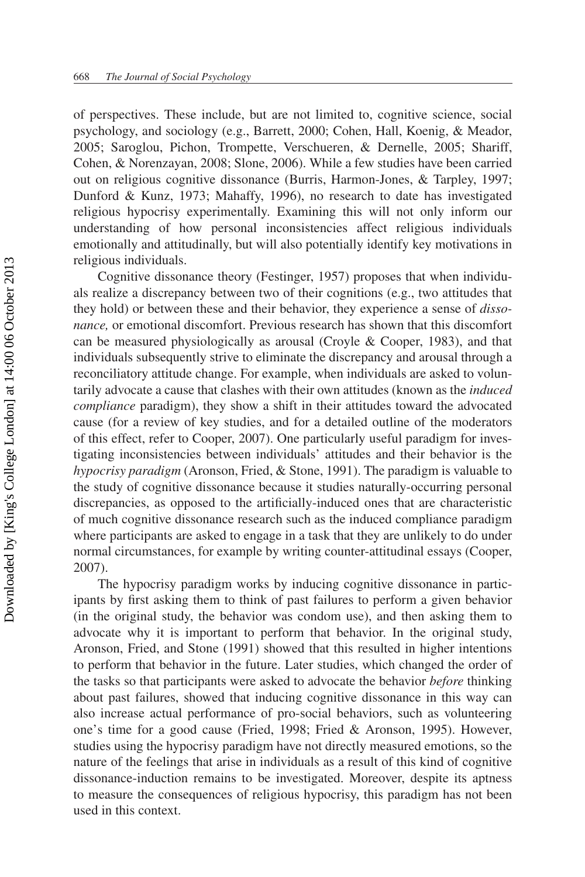of perspectives. These include, but are not limited to, cognitive science, social psychology, and sociology (e.g., Barrett, 2000; Cohen, Hall, Koenig, & Meador, 2005; Saroglou, Pichon, Trompette, Verschueren, & Dernelle, 2005; Shariff, Cohen, & Norenzayan, 2008; Slone, 2006). While a few studies have been carried out on religious cognitive dissonance (Burris, Harmon-Jones, & Tarpley, 1997; Dunford & Kunz, 1973; Mahaffy, 1996), no research to date has investigated religious hypocrisy experimentally. Examining this will not only inform our understanding of how personal inconsistencies affect religious individuals emotionally and attitudinally, but will also potentially identify key motivations in religious individuals.

Cognitive dissonance theory (Festinger, 1957) proposes that when individuals realize a discrepancy between two of their cognitions (e.g., two attitudes that they hold) or between these and their behavior, they experience a sense of *dissonance,* or emotional discomfort. Previous research has shown that this discomfort can be measured physiologically as arousal (Croyle & Cooper, 1983), and that individuals subsequently strive to eliminate the discrepancy and arousal through a reconciliatory attitude change. For example, when individuals are asked to voluntarily advocate a cause that clashes with their own attitudes (known as the *induced compliance* paradigm), they show a shift in their attitudes toward the advocated cause (for a review of key studies, and for a detailed outline of the moderators of this effect, refer to Cooper, 2007). One particularly useful paradigm for investigating inconsistencies between individuals' attitudes and their behavior is the *hypocrisy paradigm* (Aronson, Fried, & Stone, 1991). The paradigm is valuable to the study of cognitive dissonance because it studies naturally-occurring personal discrepancies, as opposed to the artificially-induced ones that are characteristic of much cognitive dissonance research such as the induced compliance paradigm where participants are asked to engage in a task that they are unlikely to do under normal circumstances, for example by writing counter-attitudinal essays (Cooper, 2007).

The hypocrisy paradigm works by inducing cognitive dissonance in participants by first asking them to think of past failures to perform a given behavior (in the original study, the behavior was condom use), and then asking them to advocate why it is important to perform that behavior. In the original study, Aronson, Fried, and Stone (1991) showed that this resulted in higher intentions to perform that behavior in the future. Later studies, which changed the order of the tasks so that participants were asked to advocate the behavior *before* thinking about past failures, showed that inducing cognitive dissonance in this way can also increase actual performance of pro-social behaviors, such as volunteering one's time for a good cause (Fried, 1998; Fried & Aronson, 1995). However, studies using the hypocrisy paradigm have not directly measured emotions, so the nature of the feelings that arise in individuals as a result of this kind of cognitive dissonance-induction remains to be investigated. Moreover, despite its aptness to measure the consequences of religious hypocrisy, this paradigm has not been used in this context.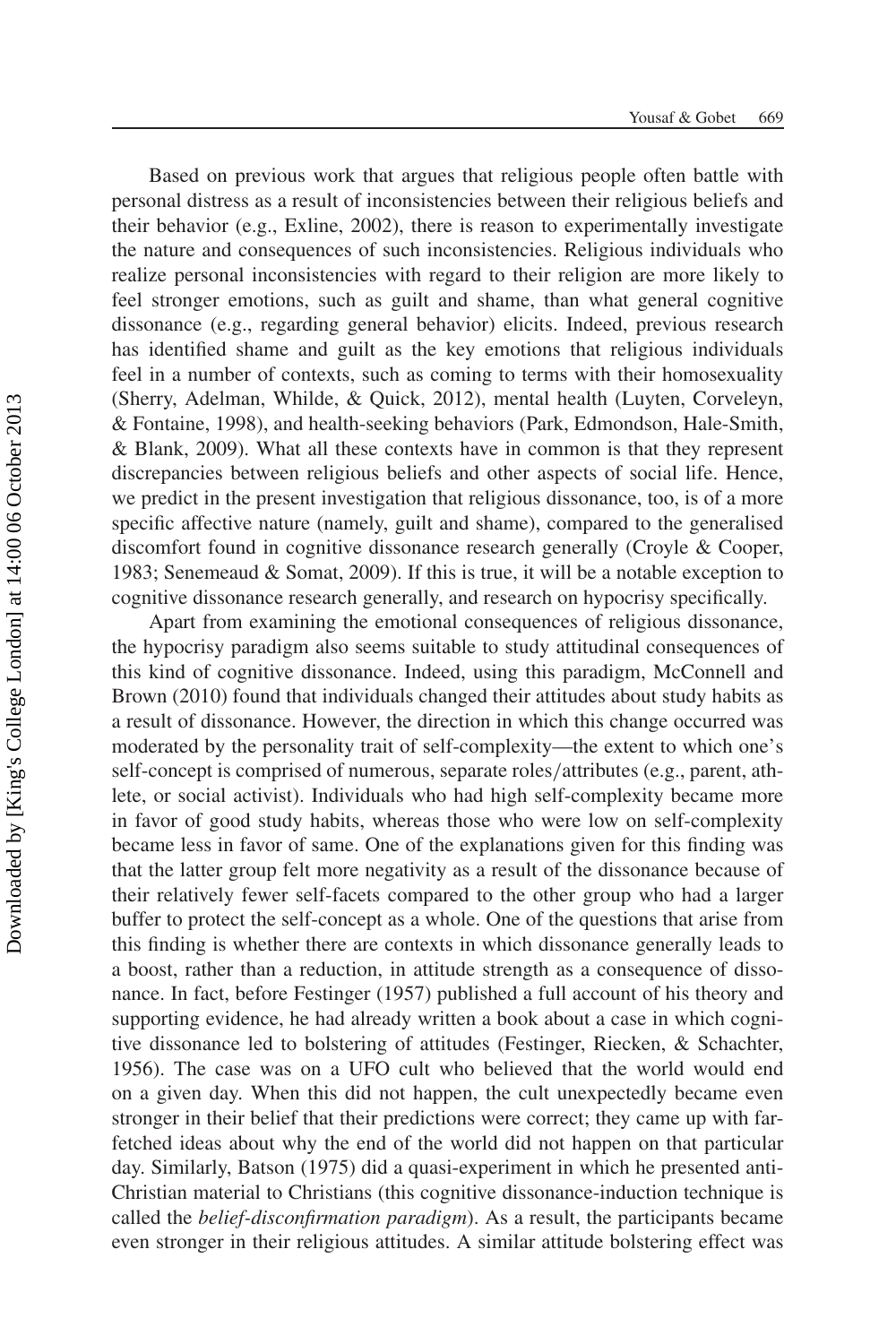Based on previous work that argues that religious people often battle with personal distress as a result of inconsistencies between their religious beliefs and their behavior (e.g., Exline, 2002), there is reason to experimentally investigate the nature and consequences of such inconsistencies. Religious individuals who realize personal inconsistencies with regard to their religion are more likely to feel stronger emotions, such as guilt and shame, than what general cognitive dissonance (e.g., regarding general behavior) elicits. Indeed, previous research has identified shame and guilt as the key emotions that religious individuals feel in a number of contexts, such as coming to terms with their homosexuality (Sherry, Adelman, Whilde, & Quick, 2012), mental health (Luyten, Corveleyn, & Fontaine, 1998), and health-seeking behaviors (Park, Edmondson, Hale-Smith, & Blank, 2009). What all these contexts have in common is that they represent discrepancies between religious beliefs and other aspects of social life. Hence, we predict in the present investigation that religious dissonance, too, is of a more specific affective nature (namely, guilt and shame), compared to the generalised discomfort found in cognitive dissonance research generally (Croyle & Cooper, 1983; Senemeaud & Somat, 2009). If this is true, it will be a notable exception to cognitive dissonance research generally, and research on hypocrisy specifically.

Apart from examining the emotional consequences of religious dissonance, the hypocrisy paradigm also seems suitable to study attitudinal consequences of this kind of cognitive dissonance. Indeed, using this paradigm, McConnell and Brown (2010) found that individuals changed their attitudes about study habits as a result of dissonance. However, the direction in which this change occurred was moderated by the personality trait of self-complexity—the extent to which one's self-concept is comprised of numerous, separate roles/attributes (e.g., parent, athlete, or social activist). Individuals who had high self-complexity became more in favor of good study habits, whereas those who were low on self-complexity became less in favor of same. One of the explanations given for this finding was that the latter group felt more negativity as a result of the dissonance because of their relatively fewer self-facets compared to the other group who had a larger buffer to protect the self-concept as a whole. One of the questions that arise from this finding is whether there are contexts in which dissonance generally leads to a boost, rather than a reduction, in attitude strength as a consequence of dissonance. In fact, before Festinger (1957) published a full account of his theory and supporting evidence, he had already written a book about a case in which cognitive dissonance led to bolstering of attitudes (Festinger, Riecken, & Schachter, 1956). The case was on a UFO cult who believed that the world would end on a given day. When this did not happen, the cult unexpectedly became even stronger in their belief that their predictions were correct; they came up with far-fetched ideas about why the end of the world did not happen on that particular day. Similarly, Batson (1975) did a quasi-experiment in which he presented anti-Christian material to Christians (this cognitive dissonance-induction technique is called the *belief-disconfirmation paradigm*). As a result, the participants became even stronger in their religious attitudes. A similar attitude bolstering effect was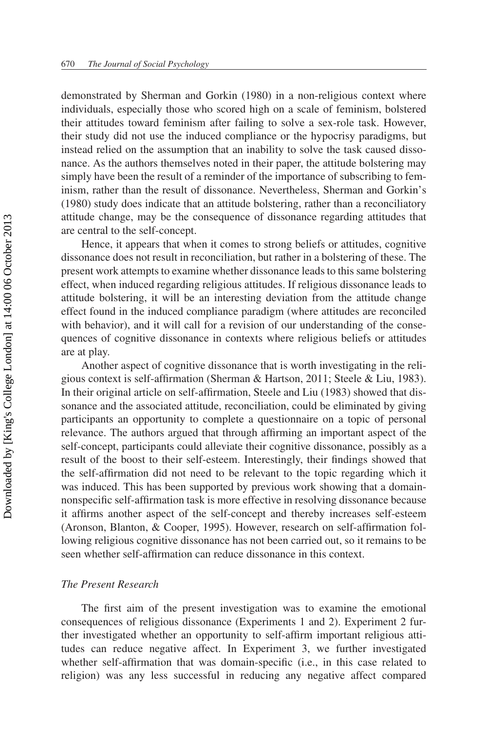demonstrated by Sherman and Gorkin (1980) in a non-religious context where individuals, especially those who scored high on a scale of feminism, bolstered their attitudes toward feminism after failing to solve a sex-role task. However, their study did not use the induced compliance or the hypocrisy paradigms, but instead relied on the assumption that an inability to solve the task caused dissonance. As the authors themselves noted in their paper, the attitude bolstering may simply have been the result of a reminder of the importance of subscribing to feminism, rather than the result of dissonance. Nevertheless, Sherman and Gorkin's (1980) study does indicate that an attitude bolstering, rather than a reconciliatory attitude change, may be the consequence of dissonance regarding attitudes that are central to the self-concept.

Hence, it appears that when it comes to strong beliefs or attitudes, cognitive dissonance does not result in reconciliation, but rather in a bolstering of these. The present work attempts to examine whether dissonance leads to this same bolstering effect, when induced regarding religious attitudes. If religious dissonance leads to attitude bolstering, it will be an interesting deviation from the attitude change effect found in the induced compliance paradigm (where attitudes are reconciled with behavior), and it will call for a revision of our understanding of the consequences of cognitive dissonance in contexts where religious beliefs or attitudes are at play.

Another aspect of cognitive dissonance that is worth investigating in the religious context is self-affirmation (Sherman & Hartson, 2011; Steele & Liu, 1983). In their original article on self-affirmation, Steele and Liu (1983) showed that dissonance and the associated attitude, reconciliation, could be eliminated by giving participants an opportunity to complete a questionnaire on a topic of personal relevance. The authors argued that through affirming an important aspect of the self-concept, participants could alleviate their cognitive dissonance, possibly as a result of the boost to their self-esteem. Interestingly, their findings showed that the self-affirmation did not need to be relevant to the topic regarding which it was induced. This has been supported by previous work showing that a domain-nonspecific self-affirmation task is more effective in resolving dissonance because it affirms another aspect of the self-concept and thereby increases self-esteem (Aronson, Blanton, & Cooper, 1995). However, research on self-affirmation following religious cognitive dissonance has not been carried out, so it remains to be seen whether self-affirmation can reduce dissonance in this context.

### *The Present Research*

The first aim of the present investigation was to examine the emotional consequences of religious dissonance (Experiments 1 and 2). Experiment 2 further investigated whether an opportunity to self-affirm important religious attitudes can reduce negative affect. In Experiment 3, we further investigated whether self-affirmation that was domain-specific (i.e., in this case related to religion) was any less successful in reducing any negative affect compared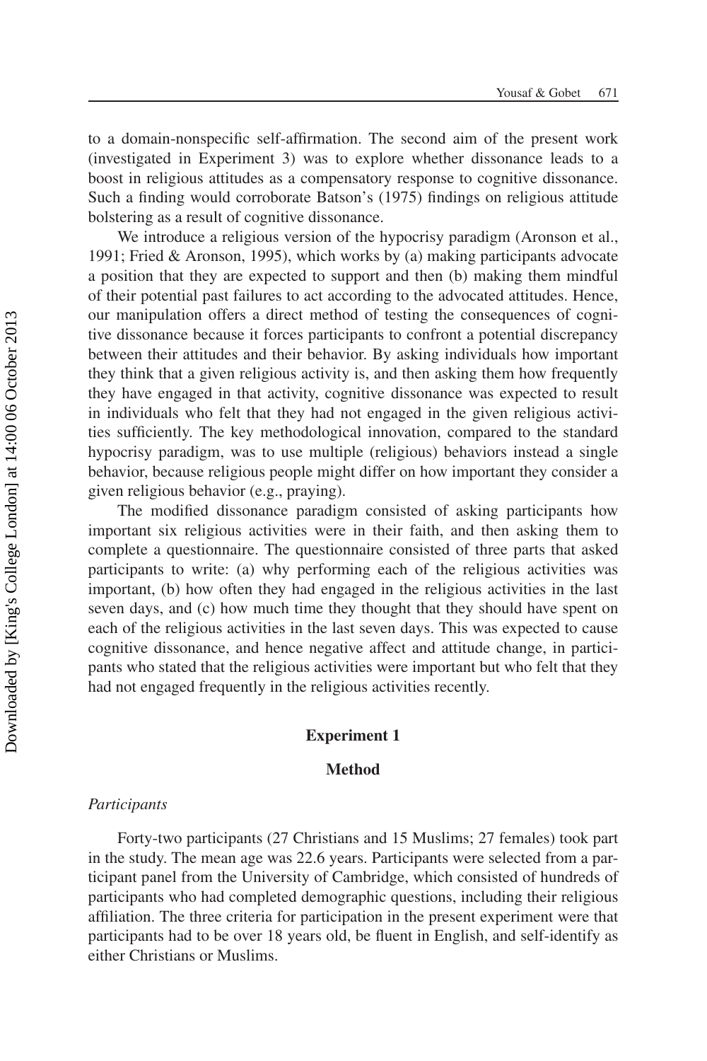to a domain-nonspecific self-affirmation. The second aim of the present work (investigated in Experiment 3) was to explore whether dissonance leads to a boost in religious attitudes as a compensatory response to cognitive dissonance. Such a finding would corroborate Batson's (1975) findings on religious attitude bolstering as a result of cognitive dissonance.

We introduce a religious version of the hypocrisy paradigm (Aronson et al., 1991; Fried & Aronson, 1995), which works by (a) making participants advocate a position that they are expected to support and then (b) making them mindful of their potential past failures to act according to the advocated attitudes. Hence, our manipulation offers a direct method of testing the consequences of cognitive dissonance because it forces participants to confront a potential discrepancy between their attitudes and their behavior. By asking individuals how important they think that a given religious activity is, and then asking them how frequently they have engaged in that activity, cognitive dissonance was expected to result in individuals who felt that they had not engaged in the given religious activities sufficiently. The key methodological innovation, compared to the standard hypocrisy paradigm, was to use multiple (religious) behaviors instead a single behavior, because religious people might differ on how important they consider a given religious behavior (e.g., praying).

The modified dissonance paradigm consisted of asking participants how important six religious activities were in their faith, and then asking them to complete a questionnaire. The questionnaire consisted of three parts that asked participants to write: (a) why performing each of the religious activities was important, (b) how often they had engaged in the religious activities in the last seven days, and (c) how much time they thought that they should have spent on each of the religious activities in the last seven days. This was expected to cause cognitive dissonance, and hence negative affect and attitude change, in participants who stated that the religious activities were important but who felt that they had not engaged frequently in the religious activities recently.

## Experiment 1

### Method

*Participants*

Forty-two participants (27 Christians and 15 Muslims; 27 females) took part in the study. The mean age was 22.6 years. Participants were selected from a participant panel from the University of Cambridge, which consisted of hundreds of participants who had completed demographic questions, including their religious affiliation. The three criteria for participation in the present experiment were that participants had to be over 18 years old, be fluent in English, and self-identify as either Christians or Muslims.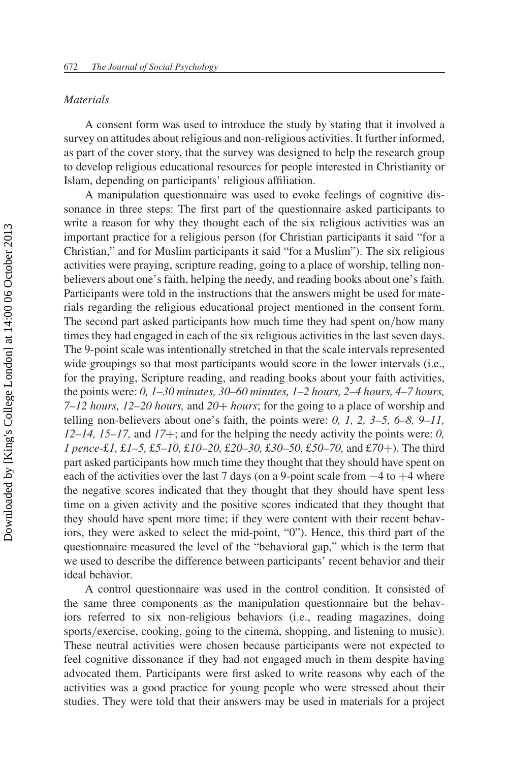*Materials*

A consent form was used to introduce the study by stating that it involved a survey on attitudes about religious and non-religious activities. It further informed, as part of the cover story, that the survey was designed to help the research group to develop religious educational resources for people interested in Christianity or Islam, depending on participants' religious affiliation.

A manipulation questionnaire was used to evoke feelings of cognitive dissonance in three steps: The first part of the questionnaire asked participants to write a reason for why they thought each of the six religious activities was an important practice for a religious person (for Christian participants it said "for a Christian," and for Muslim participants it said "for a Muslim"). The six religious activities were praying, scripture reading, going to a place of worship, telling non-believers about one's faith, helping the needy, and reading books about one's faith. Participants were told in the instructions that the answers might be used for materials regarding the religious educational project mentioned in the consent form. The second part asked participants how much time they had spent on/how many times they had engaged in each of the six religious activities in the last seven days. The 9-point scale was intentionally stretched in that the scale intervals represented wide groupings so that most participants would score in the lower intervals (i.e., for the praying, Scripture reading, and reading books about your faith activities, the points were: *0, 1–30 minutes, 30–60 minutes, 1–2 hours, 2–4 hours, 4–7 hours, 7–12 hours, 12–20 hours,* and *20+ hours*; for the going to a place of worship and telling non-believers about one's faith, the points were: *0, 1, 2, 3–5, 6–8, 9–11, 12–14, 15–17,* and *17+*; and for the helping the needy activity the points were: *0, 1 pence-£1, £1–5, £5–10, £10–20, £20–30, £30–50, £50–70,* and *£70+*). The third part asked participants how much time they thought that they should have spent on each of the activities over the last 7 days (on a 9-point scale from −4 to +4 where the negative scores indicated that they thought that they should have spent less time on a given activity and the positive scores indicated that they thought that they should have spent more time; if they were content with their recent behaviors, they were asked to select the mid-point, "0"). Hence, this third part of the questionnaire measured the level of the "behavioral gap," which is the term that we used to describe the difference between participants' recent behavior and their ideal behavior.

A control questionnaire was used in the control condition. It consisted of the same three components as the manipulation questionnaire but the behaviors referred to six non-religious behaviors (i.e., reading magazines, doing sports/exercise, cooking, going to the cinema, shopping, and listening to music). These neutral activities were chosen because participants were not expected to feel cognitive dissonance if they had not engaged much in them despite having advocated them. Participants were first asked to write reasons why each of the activities was a good practice for young people who were stressed about their studies. They were told that their answers may be used in materials for a project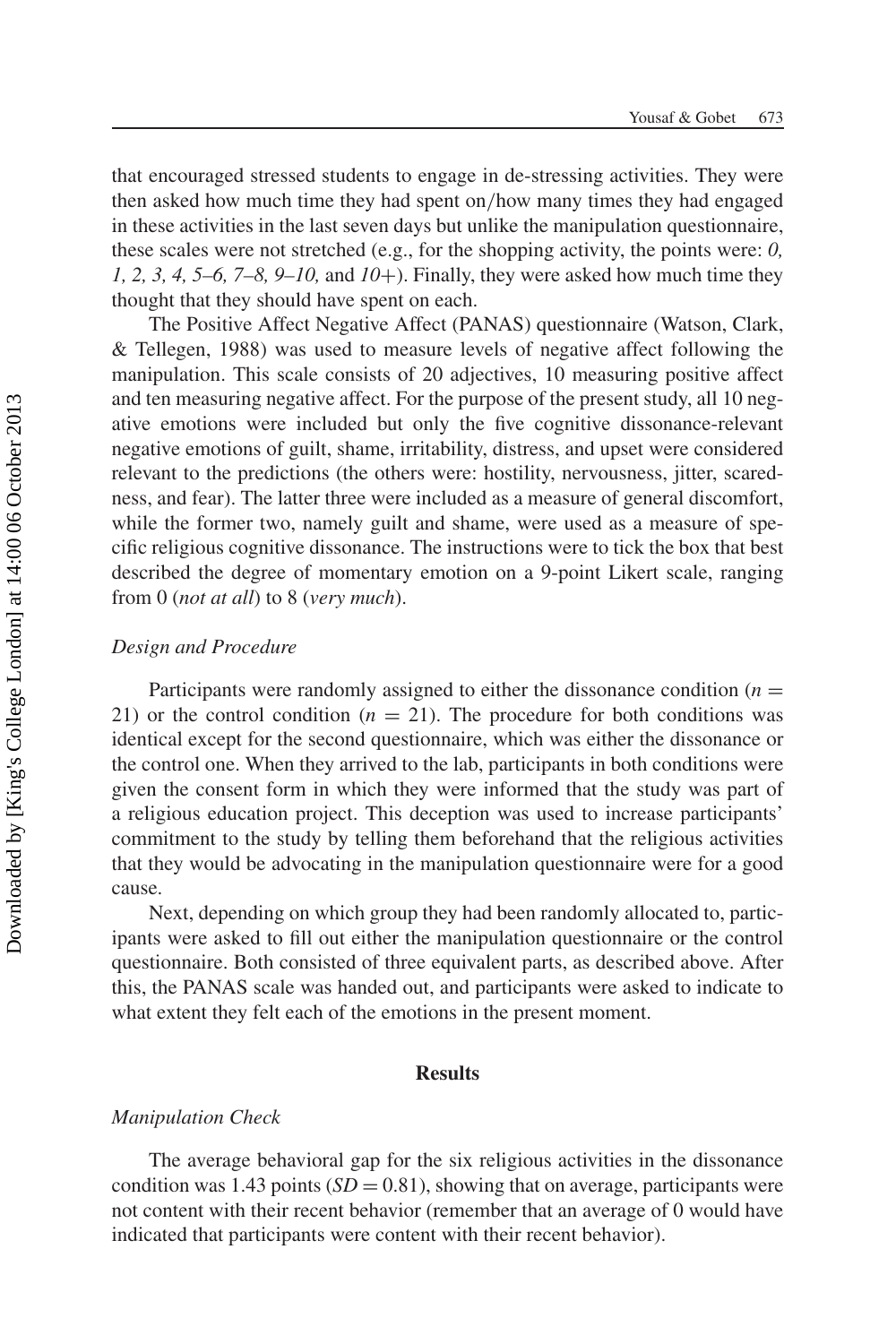that encouraged stressed students to engage in de-stressing activities. They were then asked how much time they had spent on/how many times they had engaged in these activities in the last seven days but unlike the manipulation questionnaire, these scales were not stretched (e.g., for the shopping activity, the points were: *0, 1, 2, 3, 4, 5–6, 7–8, 9–10,* and *10+*). Finally, they were asked how much time they thought that they should have spent on each.

The Positive Affect Negative Affect (PANAS) questionnaire (Watson, Clark, & Tellegen, 1988) was used to measure levels of negative affect following the manipulation. This scale consists of 20 adjectives, 10 measuring positive affect and ten measuring negative affect. For the purpose of the present study, all 10 negative emotions were included but only the five cognitive dissonance-relevant negative emotions of guilt, shame, irritability, distress, and upset were considered relevant to the predictions (the others were: hostility, nervousness, jitter, scaredness, and fear). The latter three were included as a measure of general discomfort, while the former two, namely guilt and shame, were used as a measure of specific religious cognitive dissonance. The instructions were to tick the box that best described the degree of momentary emotion on a 9-point Likert scale, ranging from 0 (*not at all*) to 8 (*very much*).

### *Design and Procedure*

Participants were randomly assigned to either the dissonance condition ($n = 21$) or the control condition ($n = 21$). The procedure for both conditions was identical except for the second questionnaire, which was either the dissonance or the control one. When they arrived to the lab, participants in both conditions were given the consent form in which they were informed that the study was part of a religious education project. This deception was used to increase participants' commitment to the study by telling them beforehand that the religious activities that they would be advocating in the manipulation questionnaire were for a good cause.

Next, depending on which group they had been randomly allocated to, participants were asked to fill out either the manipulation questionnaire or the control questionnaire. Both consisted of three equivalent parts, as described above. After this, the PANAS scale was handed out, and participants were asked to indicate to what extent they felt each of the emotions in the present moment.

## Results

### *Manipulation Check*

The average behavioral gap for the six religious activities in the dissonance condition was 1.43 points ($SD = 0.81$), showing that on average, participants were not content with their recent behavior (remember that an average of 0 would have indicated that participants were content with their recent behavior).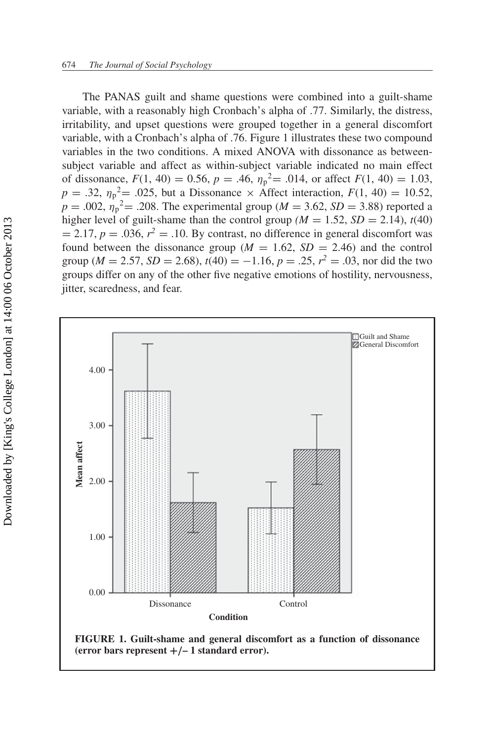The PANAS guilt and shame questions were combined into a guilt-shame variable, with a reasonably high Cronbach's alpha of .77. Similarly, the distress, irritability, and upset questions were grouped together in a general discomfort variable, with a Cronbach's alpha of .76. Figure 1 illustrates these two compound variables in the two conditions. A mixed ANOVA with dissonance as between-subject variable and affect as within-subject variable indicated no main effect of dissonance, $F(1, 40) = 0.56$, $p = .46$, $\eta_p^2 = .014$, or affect $F(1, 40) = 1.03$, $p = .32$, $\eta_p^2 = .025$, but a Dissonance × Affect interaction, $F(1, 40) = 10.52$, $p = .002$, $\eta_p^2 = .208$. The experimental group ($M = 3.62$, $SD = 3.88$) reported a higher level of guilt-shame than the control group ($M = 1.52$, $SD = 2.14$), $t(40) = 2.17$, $p = .036$, $r^2 = .10$. By contrast, no difference in general discomfort was found between the dissonance group ($M = 1.62$, $SD = 2.46$) and the control group ($M = 2.57$, $SD = 2.68$), $t(40) = -1.16$, $p = .25$, $r^2 = .03$, nor did the two groups differ on any of the other five negative emotions of hostility, nervousness, jitter, scaredness, and fear.

**FIGURE 1. Guilt-shame and general discomfort as a function of dissonance (error bars represent +/– 1 standard error).**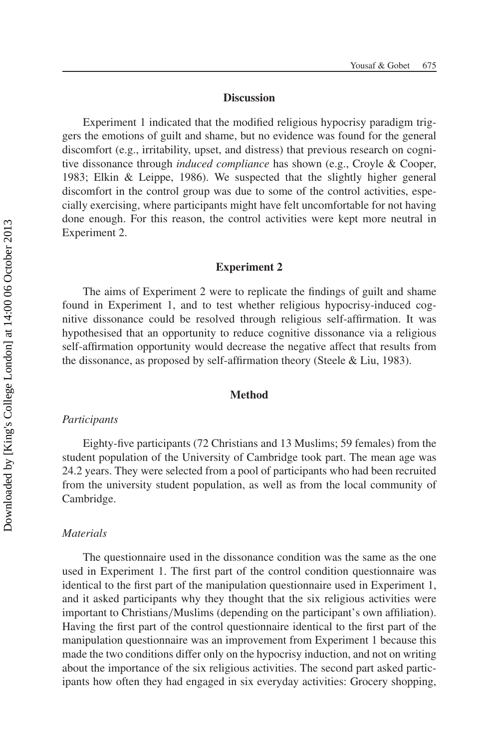## Discussion

Experiment 1 indicated that the modified religious hypocrisy paradigm triggers the emotions of guilt and shame, but no evidence was found for the general discomfort (e.g., irritability, upset, and distress) that previous research on cognitive dissonance through *induced compliance* has shown (e.g., Croyle & Cooper, 1983; Elkin & Leippe, 1986). We suspected that the slightly higher general discomfort in the control group was due to some of the control activities, especially exercising, where participants might have felt uncomfortable for not having done enough. For this reason, the control activities were kept more neutral in Experiment 2.

## Experiment 2

The aims of Experiment 2 were to replicate the findings of guilt and shame found in Experiment 1, and to test whether religious hypocrisy-induced cognitive dissonance could be resolved through religious self-affirmation. It was hypothesised that an opportunity to reduce cognitive dissonance via a religious self-affirmation opportunity would decrease the negative affect that results from the dissonance, as proposed by self-affirmation theory (Steele & Liu, 1983).

## Method

### *Participants*

Eighty-five participants (72 Christians and 13 Muslims; 59 females) from the student population of the University of Cambridge took part. The mean age was 24.2 years. They were selected from a pool of participants who had been recruited from the university student population, as well as from the local community of Cambridge.

### *Materials*

The questionnaire used in the dissonance condition was the same as the one used in Experiment 1. The first part of the control condition questionnaire was identical to the first part of the manipulation questionnaire used in Experiment 1, and it asked participants why they thought that the six religious activities were important to Christians/Muslims (depending on the participant's own affiliation). Having the first part of the control questionnaire identical to the first part of the manipulation questionnaire was an improvement from Experiment 1 because this made the two conditions differ only on the hypocrisy induction, and not on writing about the importance of the six religious activities. The second part asked participants how often they had engaged in six everyday activities: Grocery shopping,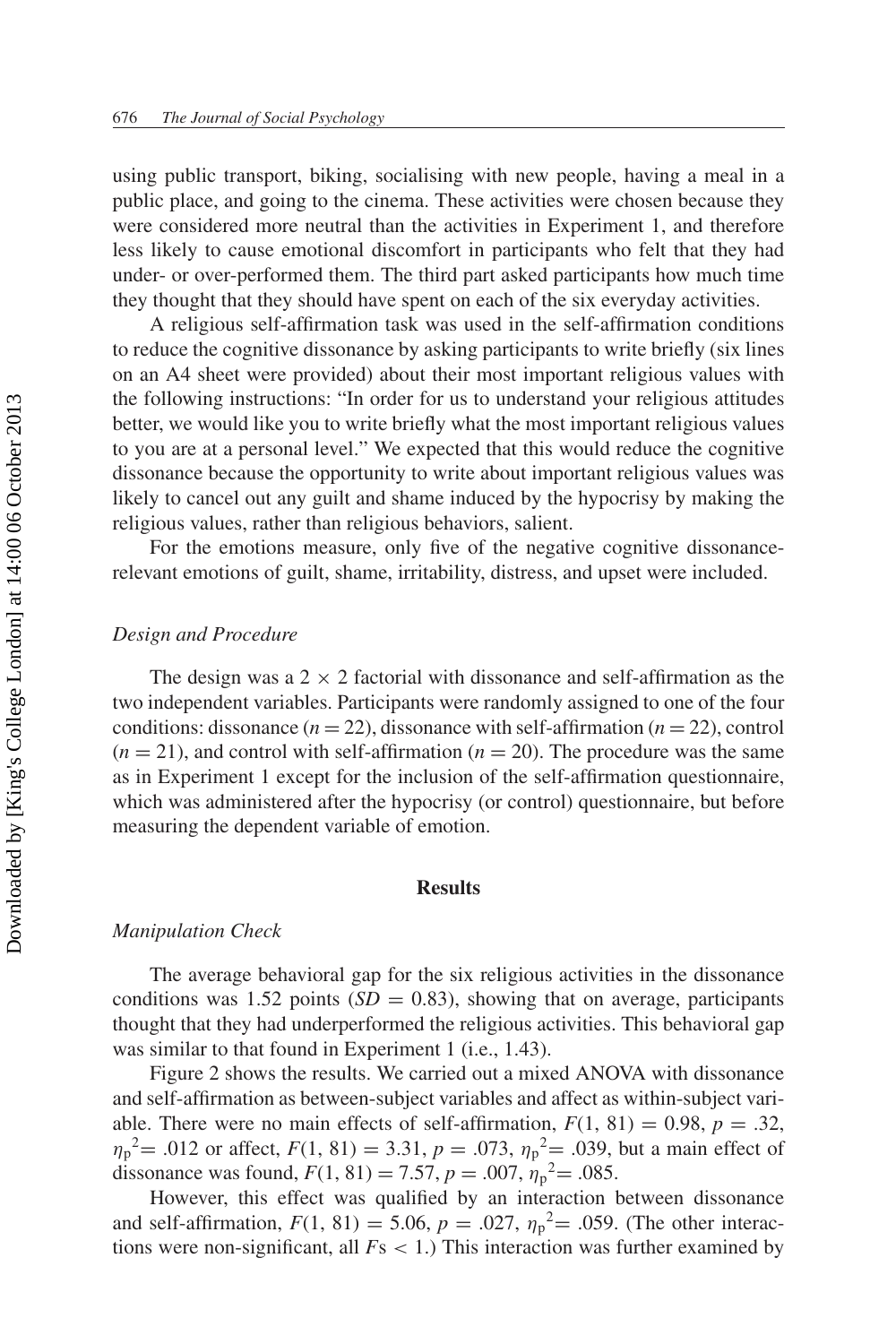using public transport, biking, socialising with new people, having a meal in a public place, and going to the cinema. These activities were chosen because they were considered more neutral than the activities in Experiment 1, and therefore less likely to cause emotional discomfort in participants who felt that they had under- or over-performed them. The third part asked participants how much time they thought that they should have spent on each of the six everyday activities.

A religious self-affirmation task was used in the self-affirmation conditions to reduce the cognitive dissonance by asking participants to write briefly (six lines on an A4 sheet were provided) about their most important religious values with the following instructions: "In order for us to understand your religious attitudes better, we would like you to write briefly what the most important religious values to you are at a personal level." We expected that this would reduce the cognitive dissonance because the opportunity to write about important religious values was likely to cancel out any guilt and shame induced by the hypocrisy by making the religious values, rather than religious behaviors, salient.

For the emotions measure, only five of the negative cognitive dissonance-relevant emotions of guilt, shame, irritability, distress, and upset were included.

### *Design and Procedure*

The design was a $2 \times 2$ factorial with dissonance and self-affirmation as the two independent variables. Participants were randomly assigned to one of the four conditions: dissonance ($n = 22$), dissonance with self-affirmation ($n = 22$), control ($n = 21$), and control with self-affirmation ($n = 20$). The procedure was the same as in Experiment 1 except for the inclusion of the self-affirmation questionnaire, which was administered after the hypocrisy (or control) questionnaire, but before measuring the dependent variable of emotion.

## Results

### *Manipulation Check*

The average behavioral gap for the six religious activities in the dissonance conditions was 1.52 points ($SD = 0.83$), showing that on average, participants thought that they had underperformed the religious activities. This behavioral gap was similar to that found in Experiment 1 (i.e., 1.43).

Figure 2 shows the results. We carried out a mixed ANOVA with dissonance and self-affirmation as between-subject variables and affect as within-subject variable. There were no main effects of self-affirmation, $F(1, 81) = 0.98$, $p = .32$, $\eta_p^2 = .012$ or affect, $F(1, 81) = 3.31$, $p = .073$, $\eta_p^2 = .039$, but a main effect of dissonance was found, $F(1, 81) = 7.57$, $p = .007$, $\eta_p^2 = .085$.

However, this effect was qualified by an interaction between dissonance and self-affirmation, $F(1, 81) = 5.06$, $p = .027$, $\eta_p^2 = .059$. (The other interactions were non-significant, all $F$s $< 1$.) This interaction was further examined by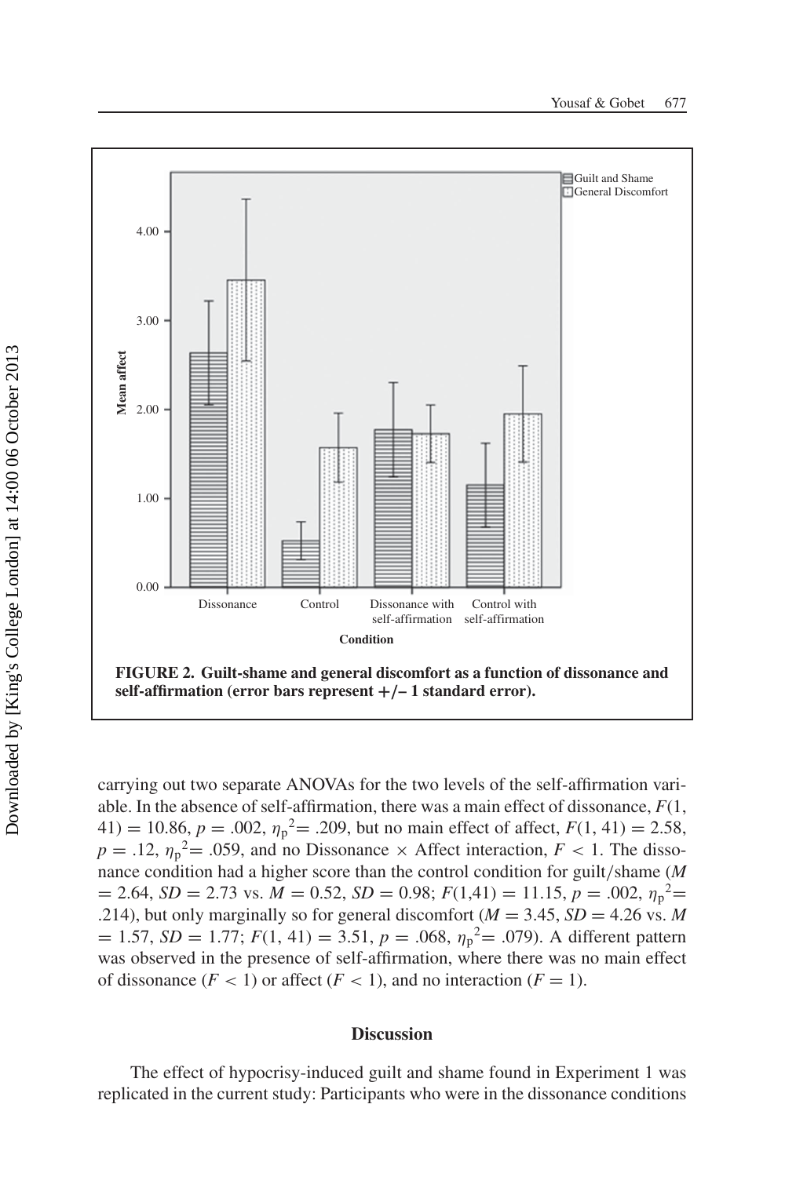**FIGURE 2. Guilt-shame and general discomfort as a function of dissonance and self-affirmation (error bars represent +/− 1 standard error).**

carrying out two separate ANOVAs for the two levels of the self-affirmation variable. In the absence of self-affirmation, there was a main effect of dissonance, $F(1, 41) = 10.86$, $p = .002$, $\eta_p^2 = .209$, but no main effect of affect, $F(1, 41) = 2.58$, $p = .12$, $\eta_p^2 = .059$, and no Dissonance × Affect interaction, $F < 1$. The dissonance condition had a higher score than the control condition for guilt/shame ($M = 2.64$, $SD = 2.73$ vs. $M = 0.52$, $SD = 0.98$; $F(1,41) = 11.15$, $p = .002$, $\eta_p^2 = .214$), but only marginally so for general discomfort ($M = 3.45$, $SD = 4.26$ vs. $M = 1.57$, $SD = 1.77$; $F(1, 41) = 3.51$, $p = .068$, $\eta_p^2 = .079$). A different pattern was observed in the presence of self-affirmation, where there was no main effect of dissonance ($F < 1$) or affect ($F < 1$), and no interaction ($F = 1$).

## Discussion

The effect of hypocrisy-induced guilt and shame found in Experiment 1 was replicated in the current study: Participants who were in the dissonance conditions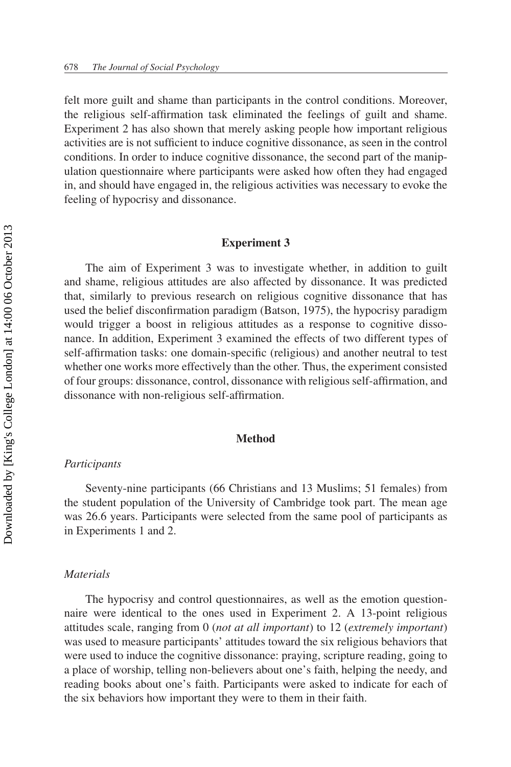felt more guilt and shame than participants in the control conditions. Moreover, the religious self-affirmation task eliminated the feelings of guilt and shame. Experiment 2 has also shown that merely asking people how important religious activities are is not sufficient to induce cognitive dissonance, as seen in the control conditions. In order to induce cognitive dissonance, the second part of the manipulation questionnaire where participants were asked how often they had engaged in, and should have engaged in, the religious activities was necessary to evoke the feeling of hypocrisy and dissonance.

## Experiment 3

The aim of Experiment 3 was to investigate whether, in addition to guilt and shame, religious attitudes are also affected by dissonance. It was predicted that, similarly to previous research on religious cognitive dissonance that has used the belief disconfirmation paradigm (Batson, 1975), the hypocrisy paradigm would trigger a boost in religious attitudes as a response to cognitive dissonance. In addition, Experiment 3 examined the effects of two different types of self-affirmation tasks: one domain-specific (religious) and another neutral to test whether one works more effectively than the other. Thus, the experiment consisted of four groups: dissonance, control, dissonance with religious self-affirmation, and dissonance with non-religious self-affirmation.

### Method

#### *Participants*

Seventy-nine participants (66 Christians and 13 Muslims; 51 females) from the student population of the University of Cambridge took part. The mean age was 26.6 years. Participants were selected from the same pool of participants as in Experiments 1 and 2.

#### *Materials*

The hypocrisy and control questionnaires, as well as the emotion questionnaire were identical to the ones used in Experiment 2. A 13-point religious attitudes scale, ranging from 0 (*not at all important*) to 12 (*extremely important*) was used to measure participants' attitudes toward the six religious behaviors that were used to induce the cognitive dissonance: praying, scripture reading, going to a place of worship, telling non-believers about one's faith, helping the needy, and reading books about one's faith. Participants were asked to indicate for each of the six behaviors how important they were to them in their faith.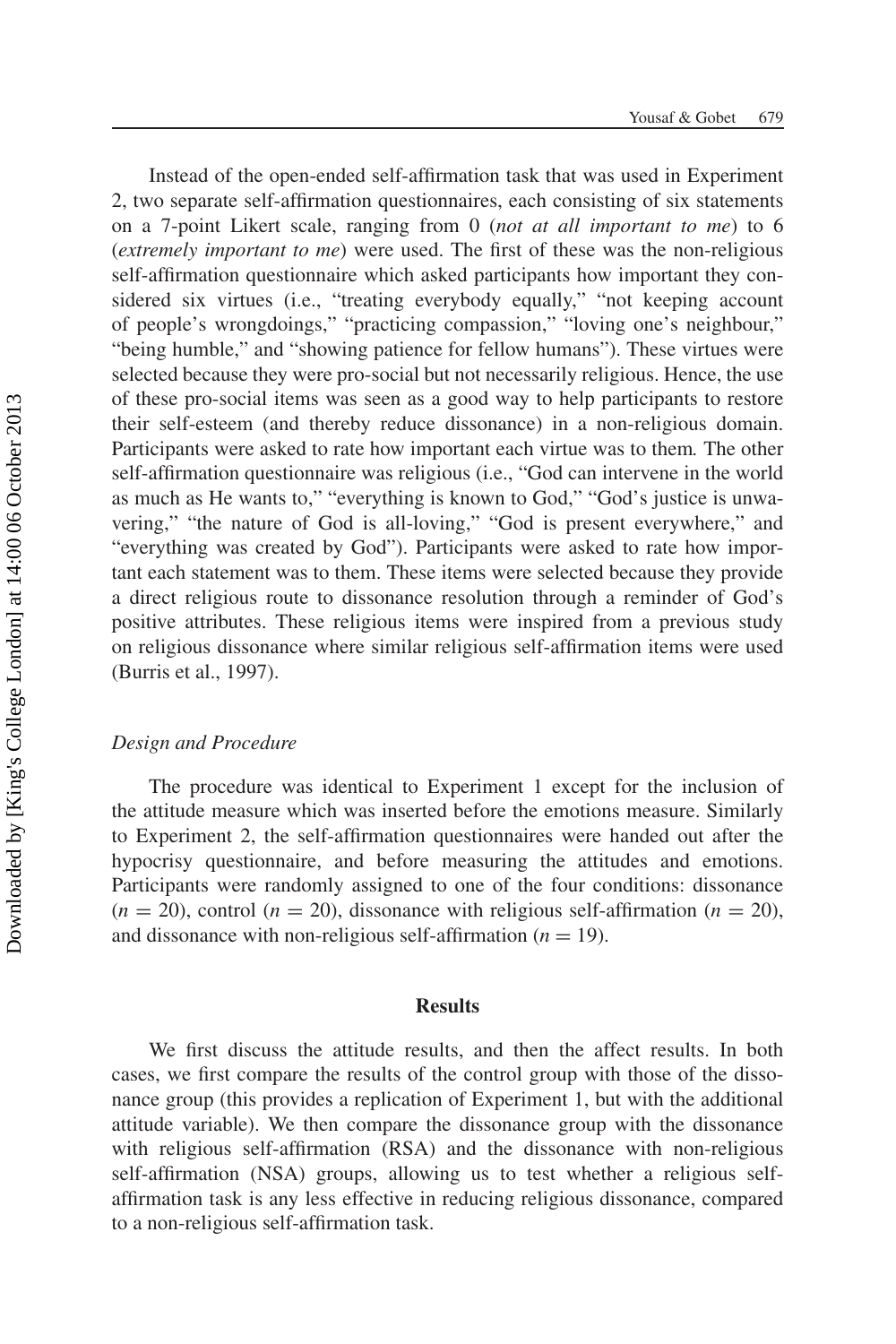Instead of the open-ended self-affirmation task that was used in Experiment 2, two separate self-affirmation questionnaires, each consisting of six statements on a 7-point Likert scale, ranging from 0 (*not at all important to me*) to 6 (*extremely important to me*) were used. The first of these was the non-religious self-affirmation questionnaire which asked participants how important they considered six virtues (i.e., "treating everybody equally," "not keeping account of people's wrongdoings," "practicing compassion," "loving one's neighbour," "being humble," and "showing patience for fellow humans"). These virtues were selected because they were pro-social but not necessarily religious. Hence, the use of these pro-social items was seen as a good way to help participants to restore their self-esteem (and thereby reduce dissonance) in a non-religious domain. Participants were asked to rate how important each virtue was to them. The other self-affirmation questionnaire was religious (i.e., "God can intervene in the world as much as He wants to," "everything is known to God," "God's justice is unwavering," "the nature of God is all-loving," "God is present everywhere," and "everything was created by God"). Participants were asked to rate how important each statement was to them. These items were selected because they provide a direct religious route to dissonance resolution through a reminder of God's positive attributes. These religious items were inspired from a previous study on religious dissonance where similar religious self-affirmation items were used (Burris et al., 1997).

### *Design and Procedure*

The procedure was identical to Experiment 1 except for the inclusion of the attitude measure which was inserted before the emotions measure. Similarly to Experiment 2, the self-affirmation questionnaires were handed out after the hypocrisy questionnaire, and before measuring the attitudes and emotions. Participants were randomly assigned to one of the four conditions: dissonance ($n = 20$), control ($n = 20$), dissonance with religious self-affirmation ($n = 20$), and dissonance with non-religious self-affirmation ($n = 19$).

## Results

We first discuss the attitude results, and then the affect results. In both cases, we first compare the results of the control group with those of the dissonance group (this provides a replication of Experiment 1, but with the additional attitude variable). We then compare the dissonance group with the dissonance with religious self-affirmation (RSA) and the dissonance with non-religious self-affirmation (NSA) groups, allowing us to test whether a religious self-affirmation task is any less effective in reducing religious dissonance, compared to a non-religious self-affirmation task.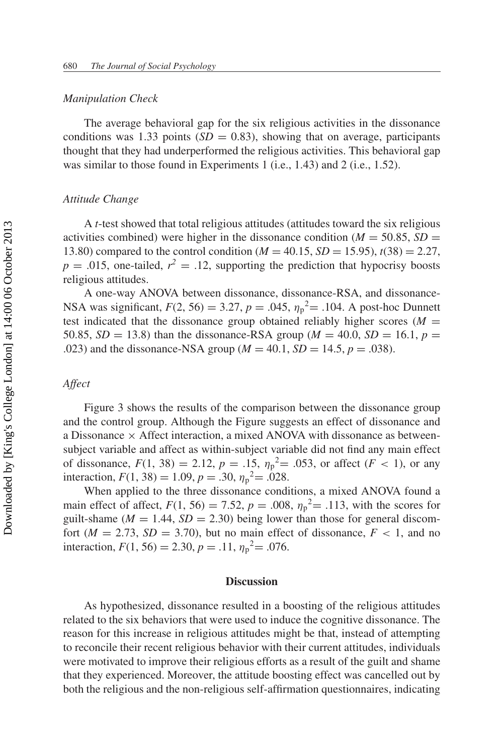### *Manipulation Check*

The average behavioral gap for the six religious activities in the dissonance conditions was 1.33 points ($SD = 0.83$), showing that on average, participants thought that they had underperformed the religious activities. This behavioral gap was similar to those found in Experiments 1 (i.e., 1.43) and 2 (i.e., 1.52).

### *Attitude Change*

A *t*-test showed that total religious attitudes (attitudes toward the six religious activities combined) were higher in the dissonance condition ($M = 50.85$, $SD = 13.80$) compared to the control condition ($M = 40.15$, $SD = 15.95$), $t(38) = 2.27$, $p = .015$, one-tailed, $r^2 = .12$, supporting the prediction that hypocrisy boosts religious attitudes.

A one-way ANOVA between dissonance, dissonance-RSA, and dissonance-NSA was significant, $F(2, 56) = 3.27$, $p = .045$, $\eta_p^2 = .104$. A post-hoc Dunnett test indicated that the dissonance group obtained reliably higher scores ($M = 50.85$, $SD = 13.8$) than the dissonance-RSA group ($M = 40.0$, $SD = 16.1$, $p = .023$) and the dissonance-NSA group ($M = 40.1$, $SD = 14.5$, $p = .038$).

### *Affect*

Figure 3 shows the results of the comparison between the dissonance group and the control group. Although the Figure suggests an effect of dissonance and a Dissonance × Affect interaction, a mixed ANOVA with dissonance as between-subject variable and affect as within-subject variable did not find any main effect of dissonance, $F(1, 38) = 2.12$, $p = .15$, $\eta_p^2 = .053$, or affect ($F < 1$), or any interaction, $F(1, 38) = 1.09$, $p = .30$, $\eta_p^2 = .028$.

When applied to the three dissonance conditions, a mixed ANOVA found a main effect of affect, $F(1, 56) = 7.52$, $p = .008$, $\eta_p^2 = .113$, with the scores for guilt-shame ($M = 1.44$, $SD = 2.30$) being lower than those for general discomfort ($M = 2.73$, $SD = 3.70$), but no main effect of dissonance, $F < 1$, and no interaction, $F(1, 56) = 2.30$, $p = .11$, $\eta_p^2 = .076$.

## **Discussion**

As hypothesized, dissonance resulted in a boosting of the religious attitudes related to the six behaviors that were used to induce the cognitive dissonance. The reason for this increase in religious attitudes might be that, instead of attempting to reconcile their recent religious behavior with their current attitudes, individuals were motivated to improve their religious efforts as a result of the guilt and shame that they experienced. Moreover, the attitude boosting effect was cancelled out by both the religious and the non-religious self-affirmation questionnaires, indicating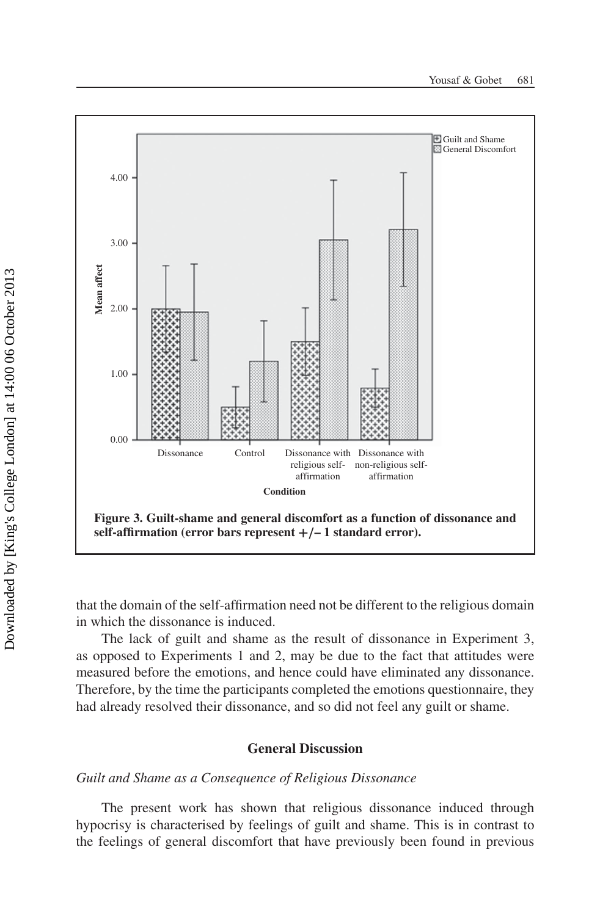Figure 3. Guilt-shame and general discomfort as a function of dissonance and self-affirmation (error bars represent +/− 1 standard error).

that the domain of the self-affirmation need not be different to the religious domain in which the dissonance is induced.

The lack of guilt and shame as the result of dissonance in Experiment 3, as opposed to Experiments 1 and 2, may be due to the fact that attitudes were measured before the emotions, and hence could have eliminated any dissonance. Therefore, by the time the participants completed the emotions questionnaire, they had already resolved their dissonance, and so did not feel any guilt or shame.

## General Discussion

### *Guilt and Shame as a Consequence of Religious Dissonance*

The present work has shown that religious dissonance induced through hypocrisy is characterised by feelings of guilt and shame. This is in contrast to the feelings of general discomfort that have previously been found in previous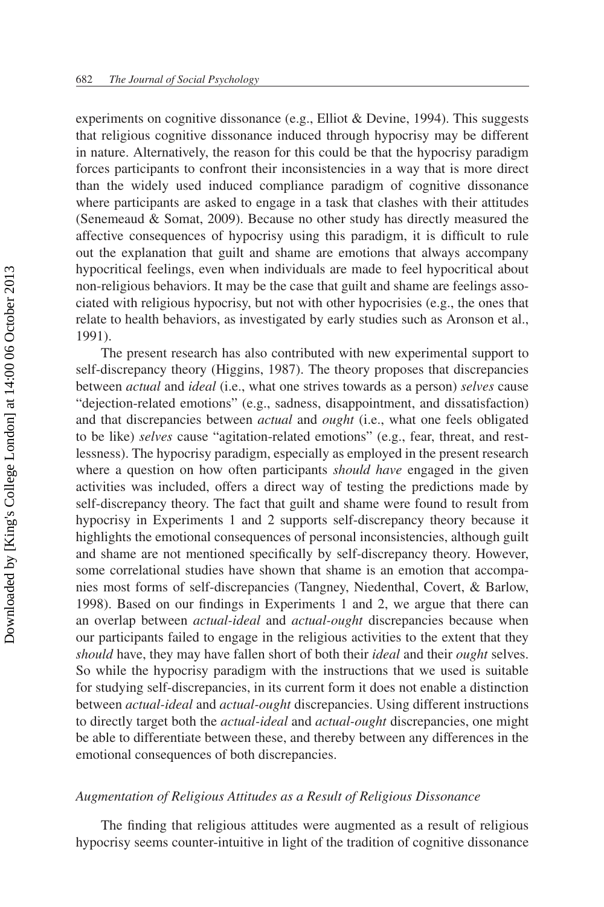experiments on cognitive dissonance (e.g., Elliot & Devine, 1994). This suggests that religious cognitive dissonance induced through hypocrisy may be different in nature. Alternatively, the reason for this could be that the hypocrisy paradigm forces participants to confront their inconsistencies in a way that is more direct than the widely used induced compliance paradigm of cognitive dissonance where participants are asked to engage in a task that clashes with their attitudes (Senemeaud & Somat, 2009). Because no other study has directly measured the affective consequences of hypocrisy using this paradigm, it is difficult to rule out the explanation that guilt and shame are emotions that always accompany hypocritical feelings, even when individuals are made to feel hypocritical about non-religious behaviors. It may be the case that guilt and shame are feelings associated with religious hypocrisy, but not with other hypocrisies (e.g., the ones that relate to health behaviors, as investigated by early studies such as Aronson et al., 1991).

The present research has also contributed with new experimental support to self-discrepancy theory (Higgins, 1987). The theory proposes that discrepancies between *actual* and *ideal* (i.e., what one strives towards as a person) *selves* cause "dejection-related emotions" (e.g., sadness, disappointment, and dissatisfaction) and that discrepancies between *actual* and *ought* (i.e., what one feels obligated to be like) *selves* cause "agitation-related emotions" (e.g., fear, threat, and restlessness). The hypocrisy paradigm, especially as employed in the present research where a question on how often participants *should have* engaged in the given activities was included, offers a direct way of testing the predictions made by self-discrepancy theory. The fact that guilt and shame were found to result from hypocrisy in Experiments 1 and 2 supports self-discrepancy theory because it highlights the emotional consequences of personal inconsistencies, although guilt and shame are not mentioned specifically by self-discrepancy theory. However, some correlational studies have shown that shame is an emotion that accompanies most forms of self-discrepancies (Tangney, Niedenthal, Covert, & Barlow, 1998). Based on our findings in Experiments 1 and 2, we argue that there can an overlap between *actual-ideal* and *actual-ought* discrepancies because when our participants failed to engage in the religious activities to the extent that they *should* have, they may have fallen short of both their *ideal* and their *ought* selves. So while the hypocrisy paradigm with the instructions that we used is suitable for studying self-discrepancies, in its current form it does not enable a distinction between *actual-ideal* and *actual-ought* discrepancies. Using different instructions to directly target both the *actual-ideal* and *actual-ought* discrepancies, one might be able to differentiate between these, and thereby between any differences in the emotional consequences of both discrepancies.

### *Augmentation of Religious Attitudes as a Result of Religious Dissonance*

The finding that religious attitudes were augmented as a result of religious hypocrisy seems counter-intuitive in light of the tradition of cognitive dissonance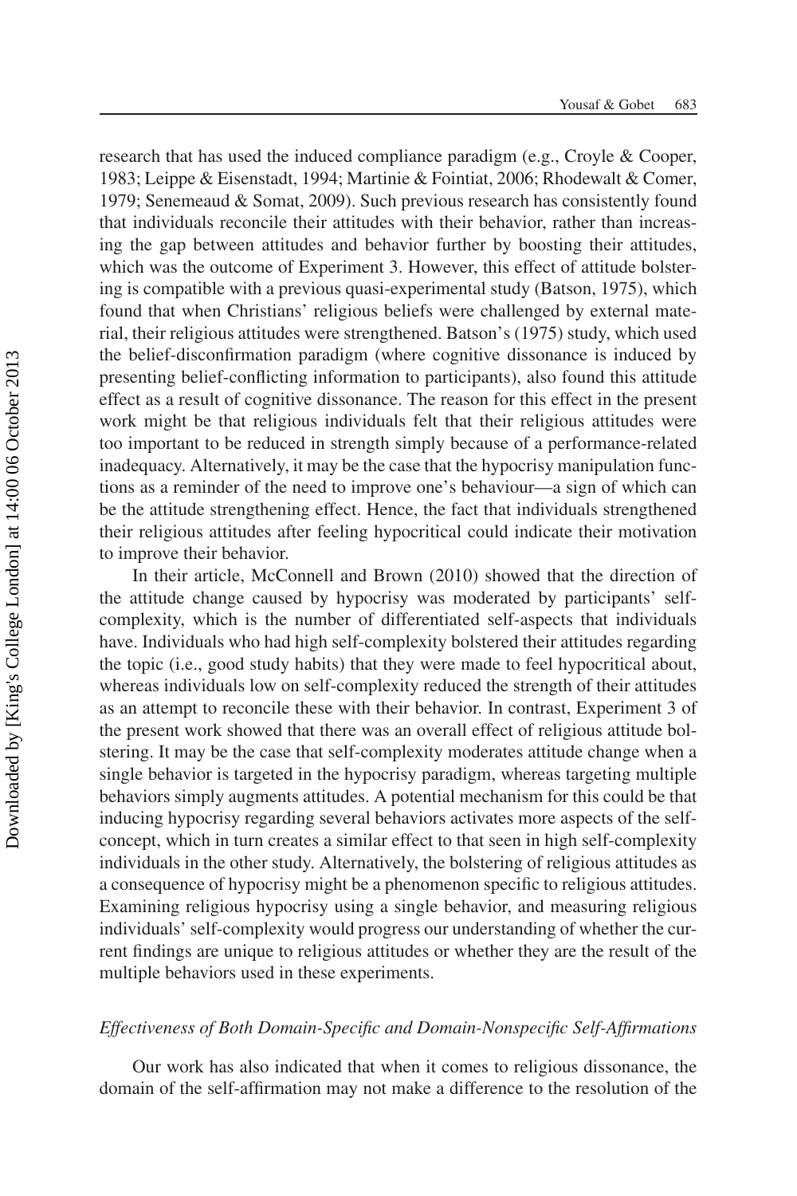research that has used the induced compliance paradigm (e.g., Croyle & Cooper, 1983; Leippe & Eisenstadt, 1994; Martinie & Fointiat, 2006; Rhodewalt & Comer, 1979; Senemeaud & Somat, 2009). Such previous research has consistently found that individuals reconcile their attitudes with their behavior, rather than increasing the gap between attitudes and behavior further by boosting their attitudes, which was the outcome of Experiment 3. However, this effect of attitude bolstering is compatible with a previous quasi-experimental study (Batson, 1975), which found that when Christians' religious beliefs were challenged by external material, their religious attitudes were strengthened. Batson's (1975) study, which used the belief-disconfirmation paradigm (where cognitive dissonance is induced by presenting belief-conflicting information to participants), also found this attitude effect as a result of cognitive dissonance. The reason for this effect in the present work might be that religious individuals felt that their religious attitudes were too important to be reduced in strength simply because of a performance-related inadequacy. Alternatively, it may be the case that the hypocrisy manipulation functions as a reminder of the need to improve one's behaviour—a sign of which can be the attitude strengthening effect. Hence, the fact that individuals strengthened their religious attitudes after feeling hypocritical could indicate their motivation to improve their behavior.

In their article, McConnell and Brown (2010) showed that the direction of the attitude change caused by hypocrisy was moderated by participants' self-complexity, which is the number of differentiated self-aspects that individuals have. Individuals who had high self-complexity bolstered their attitudes regarding the topic (i.e., good study habits) that they were made to feel hypocritical about, whereas individuals low on self-complexity reduced the strength of their attitudes as an attempt to reconcile these with their behavior. In contrast, Experiment 3 of the present work showed that there was an overall effect of religious attitude bolstering. It may be the case that self-complexity moderates attitude change when a single behavior is targeted in the hypocrisy paradigm, whereas targeting multiple behaviors simply augments attitudes. A potential mechanism for this could be that inducing hypocrisy regarding several behaviors activates more aspects of the self-concept, which in turn creates a similar effect to that seen in high self-complexity individuals in the other study. Alternatively, the bolstering of religious attitudes as a consequence of hypocrisy might be a phenomenon specific to religious attitudes. Examining religious hypocrisy using a single behavior, and measuring religious individuals' self-complexity would progress our understanding of whether the current findings are unique to religious attitudes or whether they are the result of the multiple behaviors used in these experiments.

### *Effectiveness of Both Domain-Specific and Domain-Nonspecific Self-Affirmations*

Our work has also indicated that when it comes to religious dissonance, the domain of the self-affirmation may not make a difference to the resolution of the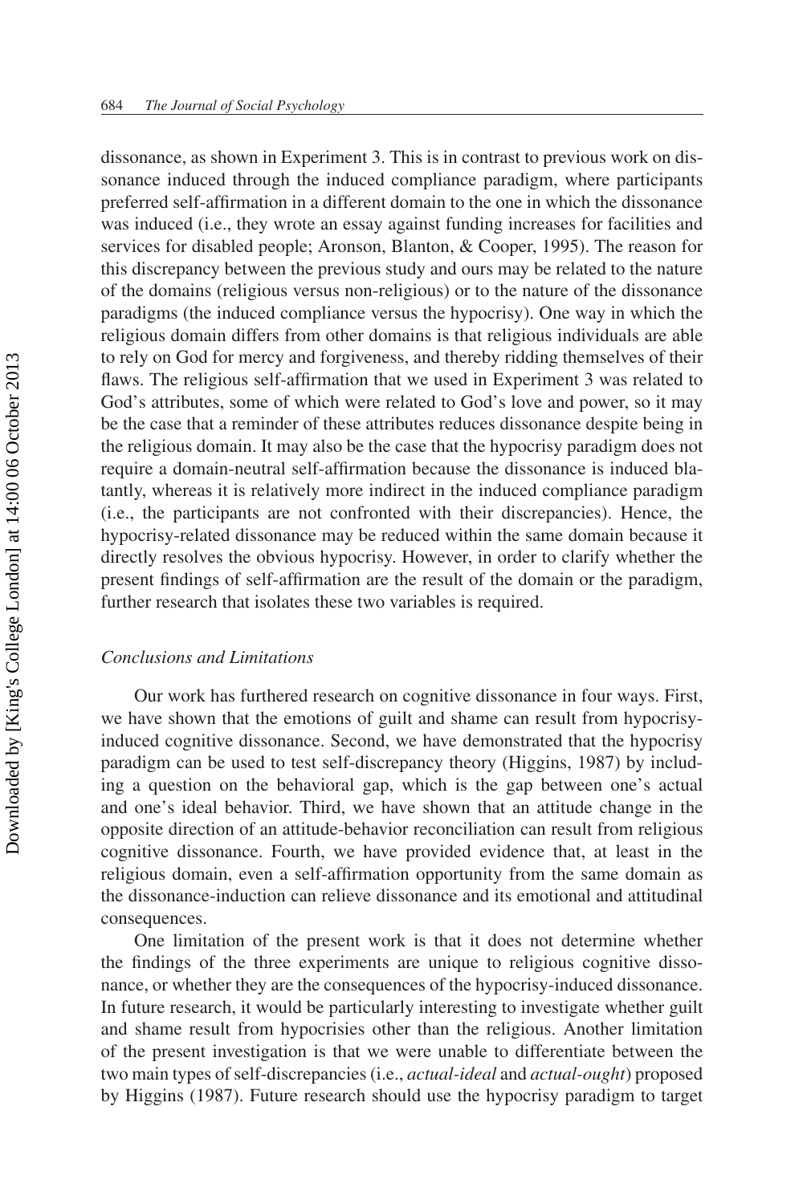dissonance, as shown in Experiment 3. This is in contrast to previous work on dissonance induced through the induced compliance paradigm, where participants preferred self-affirmation in a different domain to the one in which the dissonance was induced (i.e., they wrote an essay against funding increases for facilities and services for disabled people; Aronson, Blanton, & Cooper, 1995). The reason for this discrepancy between the previous study and ours may be related to the nature of the domains (religious versus non-religious) or to the nature of the dissonance paradigms (the induced compliance versus the hypocrisy). One way in which the religious domain differs from other domains is that religious individuals are able to rely on God for mercy and forgiveness, and thereby ridding themselves of their flaws. The religious self-affirmation that we used in Experiment 3 was related to God's attributes, some of which were related to God's love and power, so it may be the case that a reminder of these attributes reduces dissonance despite being in the religious domain. It may also be the case that the hypocrisy paradigm does not require a domain-neutral self-affirmation because the dissonance is induced blatantly, whereas it is relatively more indirect in the induced compliance paradigm (i.e., the participants are not confronted with their discrepancies). Hence, the hypocrisy-related dissonance may be reduced within the same domain because it directly resolves the obvious hypocrisy. However, in order to clarify whether the present findings of self-affirmation are the result of the domain or the paradigm, further research that isolates these two variables is required.

### *Conclusions and Limitations*

Our work has furthered research on cognitive dissonance in four ways. First, we have shown that the emotions of guilt and shame can result from hypocrisy-induced cognitive dissonance. Second, we have demonstrated that the hypocrisy paradigm can be used to test self-discrepancy theory (Higgins, 1987) by including a question on the behavioral gap, which is the gap between one's actual and one's ideal behavior. Third, we have shown that an attitude change in the opposite direction of an attitude-behavior reconciliation can result from religious cognitive dissonance. Fourth, we have provided evidence that, at least in the religious domain, even a self-affirmation opportunity from the same domain as the dissonance-induction can relieve dissonance and its emotional and attitudinal consequences.

One limitation of the present work is that it does not determine whether the findings of the three experiments are unique to religious cognitive dissonance, or whether they are the consequences of the hypocrisy-induced dissonance. In future research, it would be particularly interesting to investigate whether guilt and shame result from hypocrisies other than the religious. Another limitation of the present investigation is that we were unable to differentiate between the two main types of self-discrepancies (i.e., *actual-ideal* and *actual-ought*) proposed by Higgins (1987). Future research should use the hypocrisy paradigm to target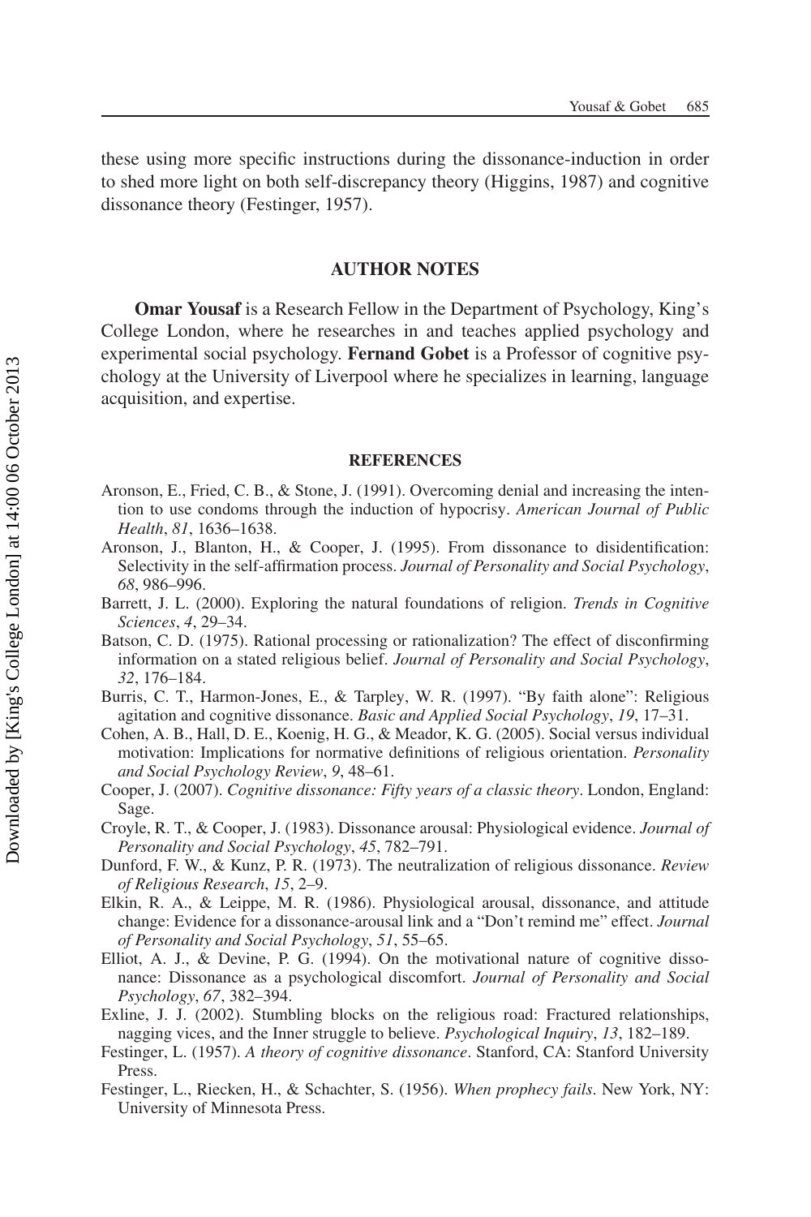these using more specific instructions during the dissonance-induction in order to shed more light on both self-discrepancy theory (Higgins, 1987) and cognitive dissonance theory (Festinger, 1957).

## AUTHOR NOTES

**Omar Yousaf** is a Research Fellow in the Department of Psychology, King's College London, where he researches in and teaches applied psychology and experimental social psychology. **Fernand Gobet** is a Professor of cognitive psychology at the University of Liverpool where he specializes in learning, language acquisition, and expertise.

## REFERENCES

Aronson, E., Fried, C. B., & Stone, J. (1991). Overcoming denial and increasing the intention to use condoms through the induction of hypocrisy. *American Journal of Public Health*, *81*, 1636–1638.

Aronson, J., Blanton, H., & Cooper, J. (1995). From dissonance to disidentification: Selectivity in the self-affirmation process. *Journal of Personality and Social Psychology*, *68*, 986–996.

Barrett, J. L. (2000). Exploring the natural foundations of religion. *Trends in Cognitive Sciences*, *4*, 29–34.

Batson, C. D. (1975). Rational processing or rationalization? The effect of disconfirming information on a stated religious belief. *Journal of Personality and Social Psychology*, *32*, 176–184.

Burris, C. T., Harmon-Jones, E., & Tarpley, W. R. (1997). "By faith alone": Religious agitation and cognitive dissonance. *Basic and Applied Social Psychology*, *19*, 17–31.

Cohen, A. B., Hall, D. E., Koenig, H. G., & Meador, K. G. (2005). Social versus individual motivation: Implications for normative definitions of religious orientation. *Personality and Social Psychology Review*, *9*, 48–61.

Cooper, J. (2007). *Cognitive dissonance: Fifty years of a classic theory*. London, England: Sage.

Croyle, R. T., & Cooper, J. (1983). Dissonance arousal: Physiological evidence. *Journal of Personality and Social Psychology*, *45*, 782–791.

Dunford, F. W., & Kunz, P. R. (1973). The neutralization of religious dissonance. *Review of Religious Research*, *15*, 2–9.

Elkin, R. A., & Leippe, M. R. (1986). Physiological arousal, dissonance, and attitude change: Evidence for a dissonance-arousal link and a "Don't remind me" effect. *Journal of Personality and Social Psychology*, *51*, 55–65.

Elliot, A. J., & Devine, P. G. (1994). On the motivational nature of cognitive dissonance: Dissonance as a psychological discomfort. *Journal of Personality and Social Psychology*, *67*, 382–394.

Exline, J. J. (2002). Stumbling blocks on the religious road: Fractured relationships, nagging vices, and the Inner struggle to believe. *Psychological Inquiry*, *13*, 182–189.

Festinger, L. (1957). *A theory of cognitive dissonance*. Stanford, CA: Stanford University Press.

Festinger, L., Riecken, H., & Schachter, S. (1956). *When prophecy fails*. New York, NY: University of Minnesota Press.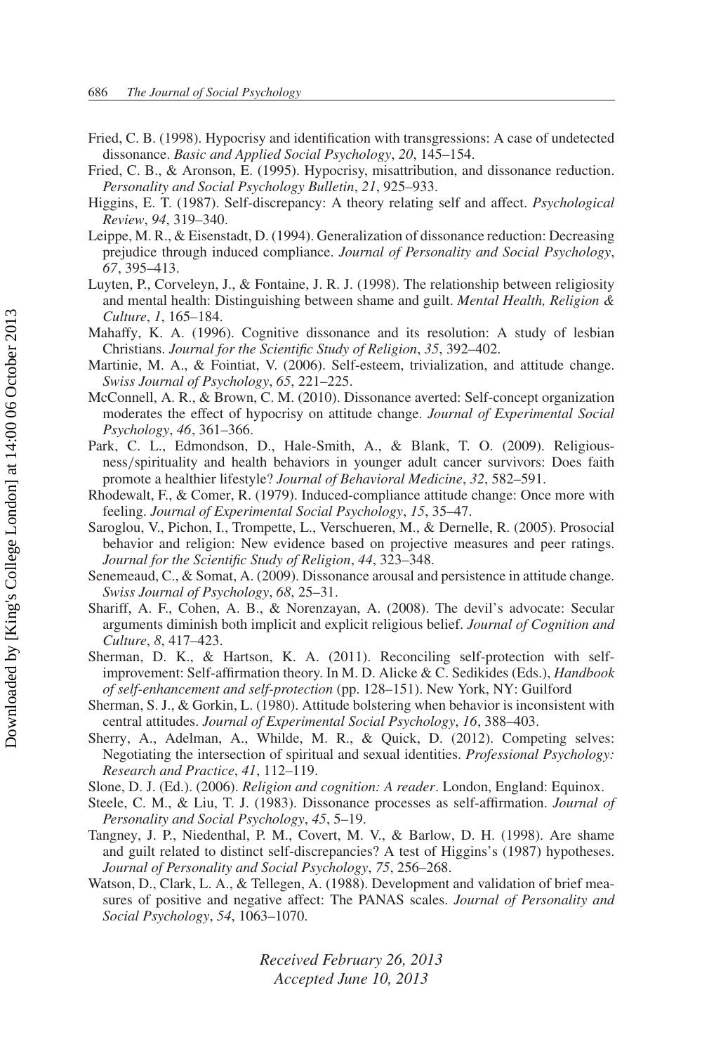Fried, C. B. (1998). Hypocrisy and identification with transgressions: A case of undetected dissonance. *Basic and Applied Social Psychology*, *20*, 145–154.

Fried, C. B., & Aronson, E. (1995). Hypocrisy, misattribution, and dissonance reduction. *Personality and Social Psychology Bulletin*, *21*, 925–933.

Higgins, E. T. (1987). Self-discrepancy: A theory relating self and affect. *Psychological Review*, *94*, 319–340.

Leippe, M. R., & Eisenstadt, D. (1994). Generalization of dissonance reduction: Decreasing prejudice through induced compliance. *Journal of Personality and Social Psychology*, *67*, 395–413.

Luyten, P., Corveleyn, J., & Fontaine, J. R. J. (1998). The relationship between religiosity and mental health: Distinguishing between shame and guilt. *Mental Health, Religion & Culture*, *1*, 165–184.

Mahaffy, K. A. (1996). Cognitive dissonance and its resolution: A study of lesbian Christians. *Journal for the Scientific Study of Religion*, *35*, 392–402.

Martinie, M. A., & Fointiat, V. (2006). Self-esteem, trivialization, and attitude change. *Swiss Journal of Psychology*, *65*, 221–225.

McConnell, A. R., & Brown, C. M. (2010). Dissonance averted: Self-concept organization moderates the effect of hypocrisy on attitude change. *Journal of Experimental Social Psychology*, *46*, 361–366.

Park, C. L., Edmondson, D., Hale-Smith, A., & Blank, T. O. (2009). Religiousness/spirituality and health behaviors in younger adult cancer survivors: Does faith promote a healthier lifestyle? *Journal of Behavioral Medicine*, *32*, 582–591.

Rhodewalt, F., & Comer, R. (1979). Induced-compliance attitude change: Once more with feeling. *Journal of Experimental Social Psychology*, *15*, 35–47.

Saroglou, V., Pichon, I., Trompette, L., Verschueren, M., & Dernelle, R. (2005). Prosocial behavior and religion: New evidence based on projective measures and peer ratings. *Journal for the Scientific Study of Religion*, *44*, 323–348.

Senemeaud, C., & Somat, A. (2009). Dissonance arousal and persistence in attitude change. *Swiss Journal of Psychology*, *68*, 25–31.

Shariff, A. F., Cohen, A. B., & Norenzayan, A. (2008). The devil's advocate: Secular arguments diminish both implicit and explicit religious belief. *Journal of Cognition and Culture*, *8*, 417–423.

Sherman, D. K., & Hartson, K. A. (2011). Reconciling self-protection with self-improvement: Self-affirmation theory. In M. D. Alicke & C. Sedikides (Eds.), *Handbook of self-enhancement and self-protection* (pp. 128–151). New York, NY: Guilford

Sherman, S. J., & Gorkin, L. (1980). Attitude bolstering when behavior is inconsistent with central attitudes. *Journal of Experimental Social Psychology*, *16*, 388–403.

Sherry, A., Adelman, A., Whilde, M. R., & Quick, D. (2012). Competing selves: Negotiating the intersection of spiritual and sexual identities. *Professional Psychology: Research and Practice*, *41*, 112–119.

Slone, D. J. (Ed.). (2006). *Religion and cognition: A reader*. London, England: Equinox.

Steele, C. M., & Liu, T. J. (1983). Dissonance processes as self-affirmation. *Journal of Personality and Social Psychology*, *45*, 5–19.

Tangney, J. P., Niedenthal, P. M., Covert, M. V., & Barlow, D. H. (1998). Are shame and guilt related to distinct self-discrepancies? A test of Higgins's (1987) hypotheses. *Journal of Personality and Social Psychology*, *75*, 256–268.

Watson, D., Clark, L. A., & Tellegen, A. (1988). Development and validation of brief measures of positive and negative affect: The PANAS scales. *Journal of Personality and Social Psychology*, *54*, 1063–1070.

*Received February 26, 2013*
*Accepted June 10, 2013*